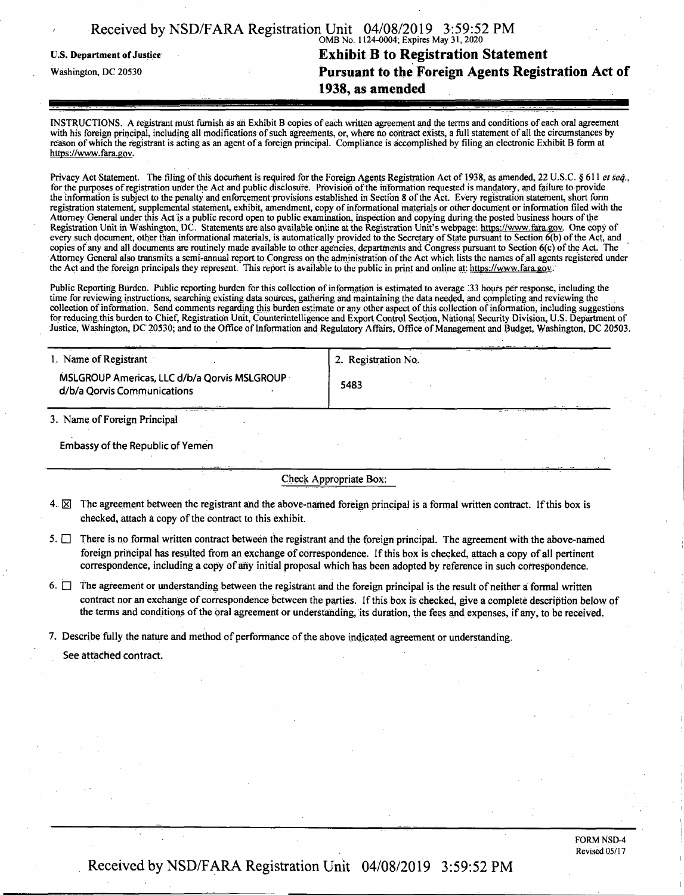U.S. Department of Justice
Washington, DC 20530

OMB No. 1124-0004; Expires May 31, 2020

# Exhibit B to Registration Statement Pursuant to the Foreign Agents Registration Act of 1938, as amended

INSTRUCTIONS. A registrant must furnish as an Exhibit B copies of each written agreement and the terms and conditions of each oral agreement with his foreign principal, including all modifications of such agreements, or, where no contract exists, a full statement of all the circumstances by reason of which the registrant is acting as an agent of a foreign principal. Compliance is accomplished by filing an electronic Exhibit B form at https://www.fara.gov.

Privacy Act Statement. The filing of this document is required for the Foreign Agents Registration Act of 1938, as amended, 22 U.S.C. § 611 *et seq.*, for the purposes of registration under the Act and public disclosure. Provision of the information requested is mandatory, and failure to provide the information is subject to the penalty and enforcement provisions established in Section 8 of the Act. Every registration statement, short form registration statement, supplemental statement, exhibit, amendment, copy of informational materials or other document or information filed with the Attorney General under this Act is a public record open to public examination, inspection and copying during the posted business hours of the Registration Unit in Washington, DC. Statements are also available online at the Registration Unit's webpage: https://www.fara.gov. One copy of every such document, other than informational materials, is automatically provided to the Secretary of State pursuant to Section 6(b) of the Act, and copies of any and all documents are routinely made available to other agencies, departments and Congress pursuant to Section 6(c) of the Act. The Attorney General also transmits a semi-annual report to Congress on the administration of the Act which lists the names of all agents registered under the Act and the foreign principals they represent. This report is available to the public in print and online at: https://www.fara.gov.

Public Reporting Burden. Public reporting burden for this collection of information is estimated to average .33 hours per response, including the time for reviewing instructions, searching existing data sources, gathering and maintaining the data needed, and completing and reviewing the collection of information. Send comments regarding this burden estimate or any other aspect of this collection of information, including suggestions for reducing this burden to Chief, Registration Unit, Counterintelligence and Export Control Section, National Security Division, U.S. Department of Justice, Washington, DC 20530; and to the Office of Information and Regulatory Affairs, Office of Management and Budget, Washington, DC 20503.

| 1. Name of Registrant | 2. Registration No. |
|---|---|
| MSLGROUP Americas, LLC d/b/a Qorvis MSLGROUP d/b/a Qorvis Communications | 5483 |

3. Name of Foreign Principal

Embassy of the Republic of Yemen

Check Appropriate Box:

4. ☒ The agreement between the registrant and the above-named foreign principal is a formal written contract. If this box is checked, attach a copy of the contract to this exhibit.

5. ☐ There is no formal written contract between the registrant and the foreign principal. The agreement with the above-named foreign principal has resulted from an exchange of correspondence. If this box is checked, attach a copy of all pertinent correspondence, including a copy of any initial proposal which has been adopted by reference in such correspondence.

6. ☐ The agreement or understanding between the registrant and the foreign principal is the result of neither a formal written contract nor an exchange of correspondence between the parties. If this box is checked, give a complete description below of the terms and conditions of the oral agreement or understanding, its duration, the fees and expenses, if any, to be received.

7. Describe fully the nature and method of performance of the above indicated agreement or understanding.

See attached contract.

FORM NSD-4
Revised 05/17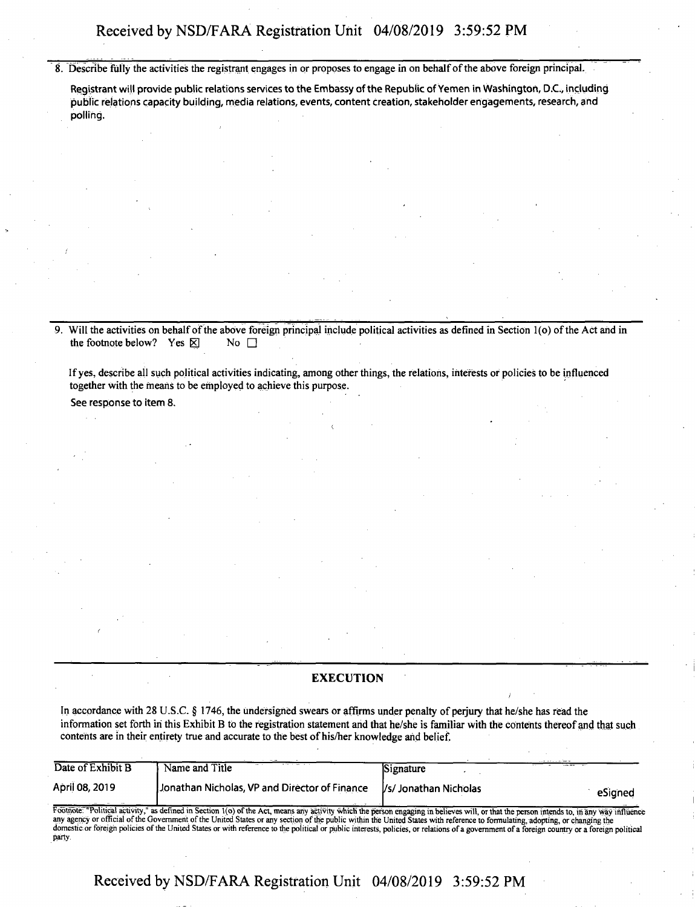8. Describe fully the activities the registrant engages in or proposes to engage in on behalf of the above foreign principal.

Registrant will provide public relations services to the Embassy of the Republic of Yemen in Washington, D.C., including public relations capacity building, media relations, events, content creation, stakeholder engagements, research, and polling.

9. Will the activities on behalf of the above foreign principal include political activities as defined in Section 1(o) of the Act and in the footnote below? Yes ☒ No ☐

If yes, describe all such political activities indicating, among other things, the relations, interests or policies to be influenced together with the means to be employed to achieve this purpose.

See response to item 8.

## EXECUTION

In accordance with 28 U.S.C. § 1746, the undersigned swears or affirms under penalty of perjury that he/she has read the information set forth in this Exhibit B to the registration statement and that he/she is familiar with the contents thereof and that such contents are in their entirety true and accurate to the best of his/her knowledge and belief.

| Date of Exhibit B | Name and Title | Signature |
|---|---|---|
| April 08, 2019 | Jonathan Nicholas, VP and Director of Finance | /s/ Jonathan Nicholas eSigned |

Footnote: "Political activity," as defined in Section 1(o) of the Act, means any activity which the person engaging in believes will, or that the person intends to, in any way influence any agency or official of the Government of the United States or any section of the public within the United States with reference to formulating, adopting, or changing the domestic or foreign policies of the United States or with reference to the political or public interests, policies, or relations of a government of a foreign country or a foreign political party.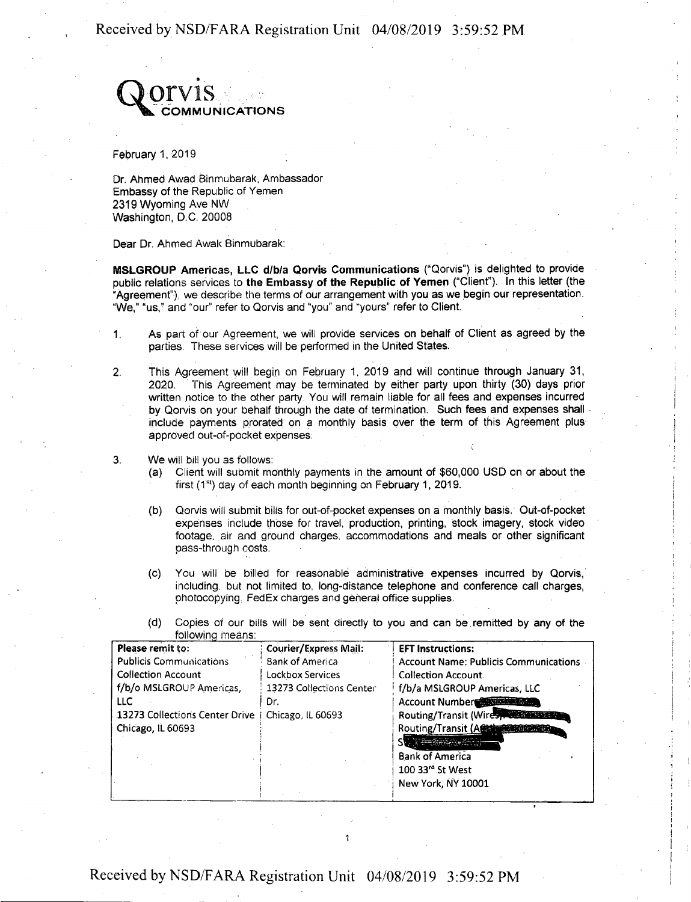# Qorvis COMMUNICATIONS

February 1, 2019

Dr. Ahmed Awad Binmubarak, Ambassador
Embassy of the Republic of Yemen
2319 Wyoming Ave NW
Washington, D.C. 20008

Dear Dr. Ahmed Awak Binmubarak:

**MSLGROUP Americas, LLC d/b/a Qorvis Communications** ("Qorvis") is delighted to provide public relations services to **the Embassy of the Republic of Yemen** ("Client"). In this letter (the "Agreement"), we describe the terms of our arrangement with you as we begin our representation. "We," "us," and "our" refer to Qorvis and "you" and "yours" refer to Client.

1. As part of our Agreement, we will provide services on behalf of Client as agreed by the parties. These services will be performed in the United States.

2. This Agreement will begin on February 1, 2019 and will continue through January 31, 2020. This Agreement may be terminated by either party upon thirty (30) days prior written notice to the other party. You will remain liable for all fees and expenses incurred by Qorvis on your behalf through the date of termination. Such fees and expenses shall include payments prorated on a monthly basis over the term of this Agreement plus approved out-of-pocket expenses.

3. We will bill you as follows:
   (a) Client will submit monthly payments in the amount of $60,000 USD on or about the first (1st) day of each month beginning on February 1, 2019.

   (b) Qorvis will submit bills for out-of-pocket expenses on a monthly basis. Out-of-pocket expenses include those for travel, production, printing, stock imagery, stock video footage, air and ground charges, accommodations and meals or other significant pass-through costs.

   (c) You will be billed for reasonable administrative expenses incurred by Qorvis, including, but not limited to, long-distance telephone and conference call charges, photocopying, FedEx charges and general office supplies.

   (d) Copies of our bills will be sent directly to you and can be remitted by any of the following means:

| **Please remit to:** | **Courier/Express Mail:** | **EFT Instructions:** |
|---|---|---|
| Publicis Communications Collection Account f/b/o MSLGROUP Americas, LLC 13273 Collections Center Drive Chicago, IL 60693 | Bank of America Lockbox Services 13273 Collections Center Dr. Chicago, IL 60693 | Account Name: Publicis Communications Collection Account f/b/a MSLGROUP Americas, LLC Account Number [redacted] Routing/Transit (Wire) [redacted] Routing/Transit (A[redacted] S[redacted] Bank of America 100 33rd St West New York, NY 10001 |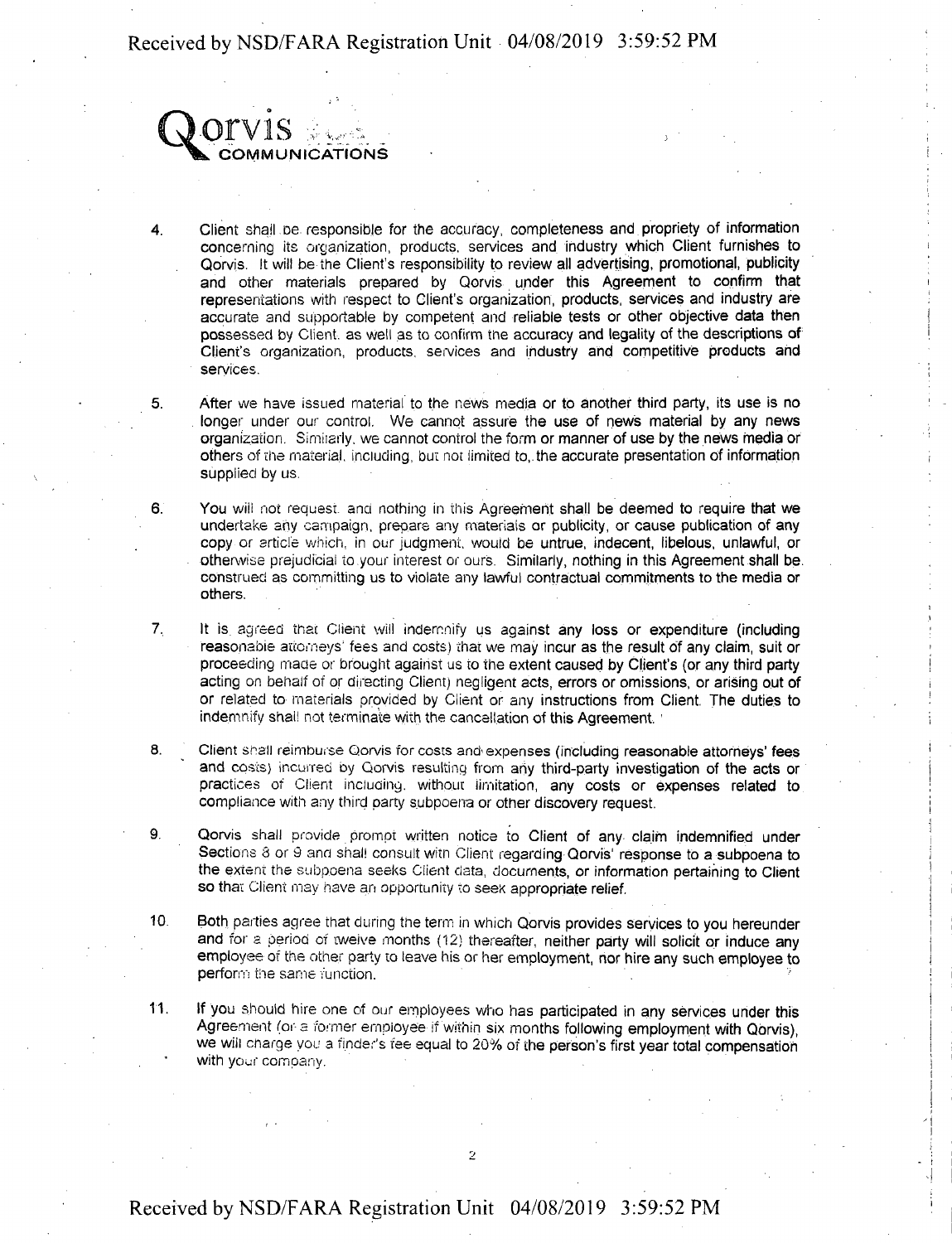Qorvis COMMUNICATIONS

4. Client shall be responsible for the accuracy, completeness and propriety of information concerning its organization, products, services and industry which Client furnishes to Qorvis. It will be the Client's responsibility to review all advertising, promotional, publicity and other materials prepared by Qorvis under this Agreement to confirm that representations with respect to Client's organization, products, services and industry are accurate and supportable by competent and reliable tests or other objective data then possessed by Client, as well as to confirm the accuracy and legality of the descriptions of Client's organization, products, services and industry and competitive products and services.

5. After we have issued material to the news media or to another third party, its use is no longer under our control. We cannot assure the use of news material by any news organization. Similarly, we cannot control the form or manner of use by the news media or others of the material, including, but not limited to, the accurate presentation of information supplied by us.

6. You will not request, and nothing in this Agreement shall be deemed to require that we undertake any campaign, prepare any materials or publicity, or cause publication of any copy or article which, in our judgment, would be untrue, indecent, libelous, unlawful, or otherwise prejudicial to your interest or ours. Similarly, nothing in this Agreement shall be construed as committing us to violate any lawful contractual commitments to the media or others.

7. It is agreed that Client will indemnify us against any loss or expenditure (including reasonable attorneys' fees and costs) that we may incur as the result of any claim, suit or proceeding made or brought against us to the extent caused by Client's (or any third party acting on behalf of or directing Client) negligent acts, errors or omissions, or arising out of or related to materials provided by Client or any instructions from Client. The duties to indemnify shall not terminate with the cancellation of this Agreement.

8. Client shall reimburse Qorvis for costs and expenses (including reasonable attorneys' fees and costs) incurred by Qorvis resulting from any third-party investigation of the acts or practices of Client including, without limitation, any costs or expenses related to compliance with any third party subpoena or other discovery request.

9. Qorvis shall provide prompt written notice to Client of any claim indemnified under Sections 8 or 9 and shall consult with Client regarding Qorvis' response to a subpoena to the extent the subpoena seeks Client data, documents, or information pertaining to Client so that Client may have an opportunity to seek appropriate relief.

10. Both parties agree that during the term in which Qorvis provides services to you hereunder and for a period of twelve months (12) thereafter, neither party will solicit or induce any employee of the other party to leave his or her employment, nor hire any such employee to perform the same function.

11. If you should hire one of our employees who has participated in any services under this Agreement (or a former employee if within six months following employment with Qorvis), we will charge you a finder's fee equal to 20% of the person's first year total compensation with your company.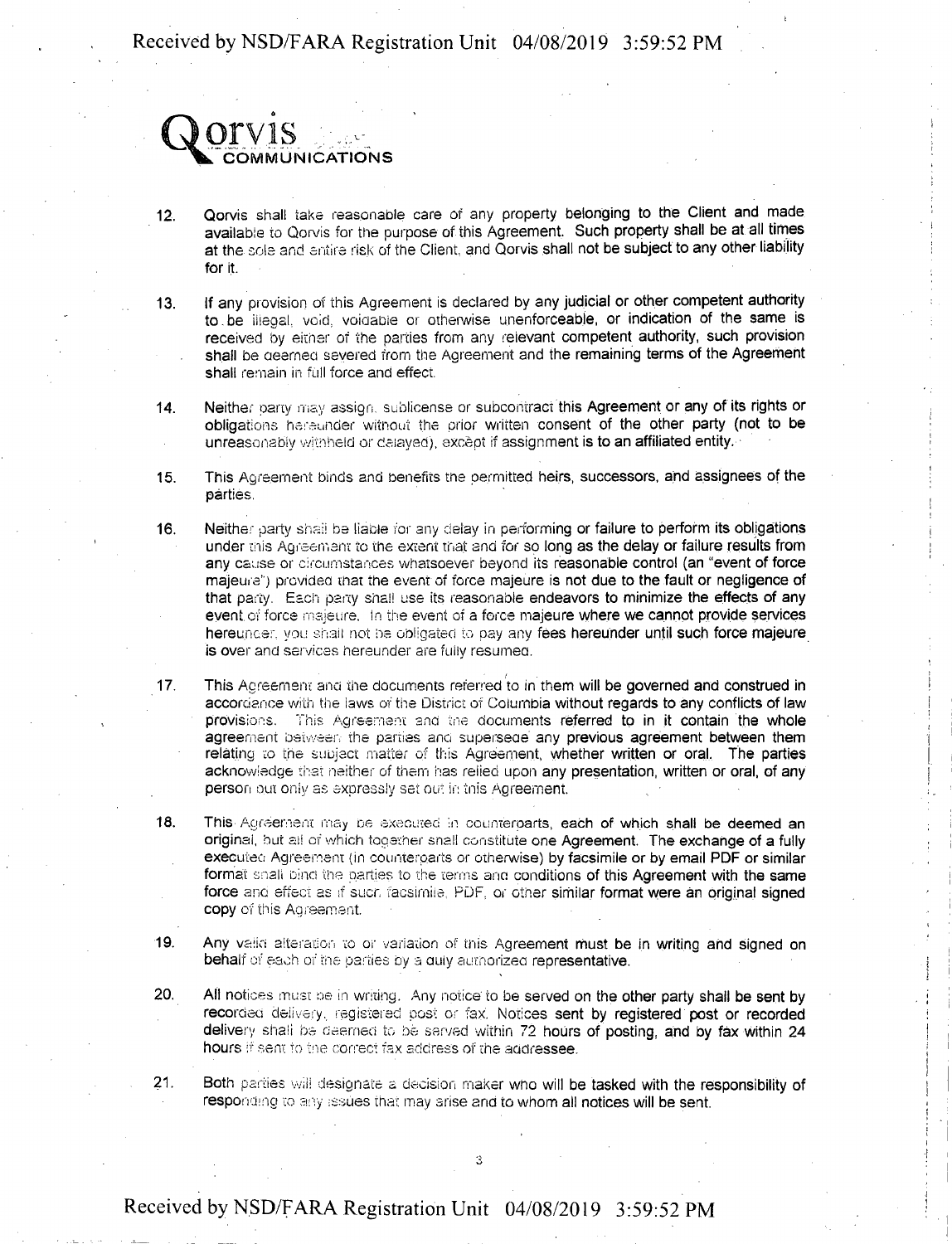**Qorvis COMMUNICATIONS**

12. Qorvis shall take reasonable care of any property belonging to the Client and made available to Qorvis for the purpose of this Agreement. Such property shall be at all times at the sole and entire risk of the Client, and Qorvis shall not be subject to any other liability for it.

13. If any provision of this Agreement is declared by any judicial or other competent authority to be illegal, void, voidable or otherwise unenforceable, or indication of the same is received by either of the parties from any relevant competent authority, such provision shall be deemed severed from the Agreement and the remaining terms of the Agreement shall remain in full force and effect.

14. Neither party may assign, sublicense or subcontract this Agreement or any of its rights or obligations hereunder without the prior written consent of the other party (not to be unreasonably withheld or delayed), except if assignment is to an affiliated entity.

15. This Agreement binds and benefits the permitted heirs, successors, and assignees of the parties.

16. Neither party shall be liable for any delay in performing or failure to perform its obligations under this Agreement to the extent that and for so long as the delay or failure results from any cause or circumstances whatsoever beyond its reasonable control (an "event of force majeure") provided that the event of force majeure is not due to the fault or negligence of that party. Each party shall use its reasonable endeavors to minimize the effects of any event of force majeure. In the event of a force majeure where we cannot provide services hereunder, you shall not be obligated to pay any fees hereunder until such force majeure is over and services hereunder are fully resumed.

17. This Agreement and the documents referred to in them will be governed and construed in accordance with the laws of the District of Columbia without regards to any conflicts of law provisions. This Agreement and the documents referred to in it contain the whole agreement between the parties and supersede any previous agreement between them relating to the subject matter of this Agreement, whether written or oral. The parties acknowledge that neither of them has relied upon any presentation, written or oral, of any person but only as expressly set out in this Agreement.

18. This Agreement may be executed in counterparts, each of which shall be deemed an original, but all of which together shall constitute one Agreement. The exchange of a fully executed Agreement (in counterparts or otherwise) by facsimile or by email PDF or similar format shall bind the parties to the terms and conditions of this Agreement with the same force and effect as if such facsimile, PDF, or other similar format were an original signed copy of this Agreement.

19. Any valid alteration to or variation of this Agreement must be in writing and signed on behalf of each of the parties by a duly authorized representative.

20. All notices must be in writing. Any notice to be served on the other party shall be sent by recorded delivery, registered post or fax. Notices sent by registered post or recorded delivery shall be deemed to be served within 72 hours of posting, and by fax within 24 hours if sent to the correct fax address of the addressee.

21. Both parties will designate a decision maker who will be tasked with the responsibility of responding to any issues that may arise and to whom all notices will be sent.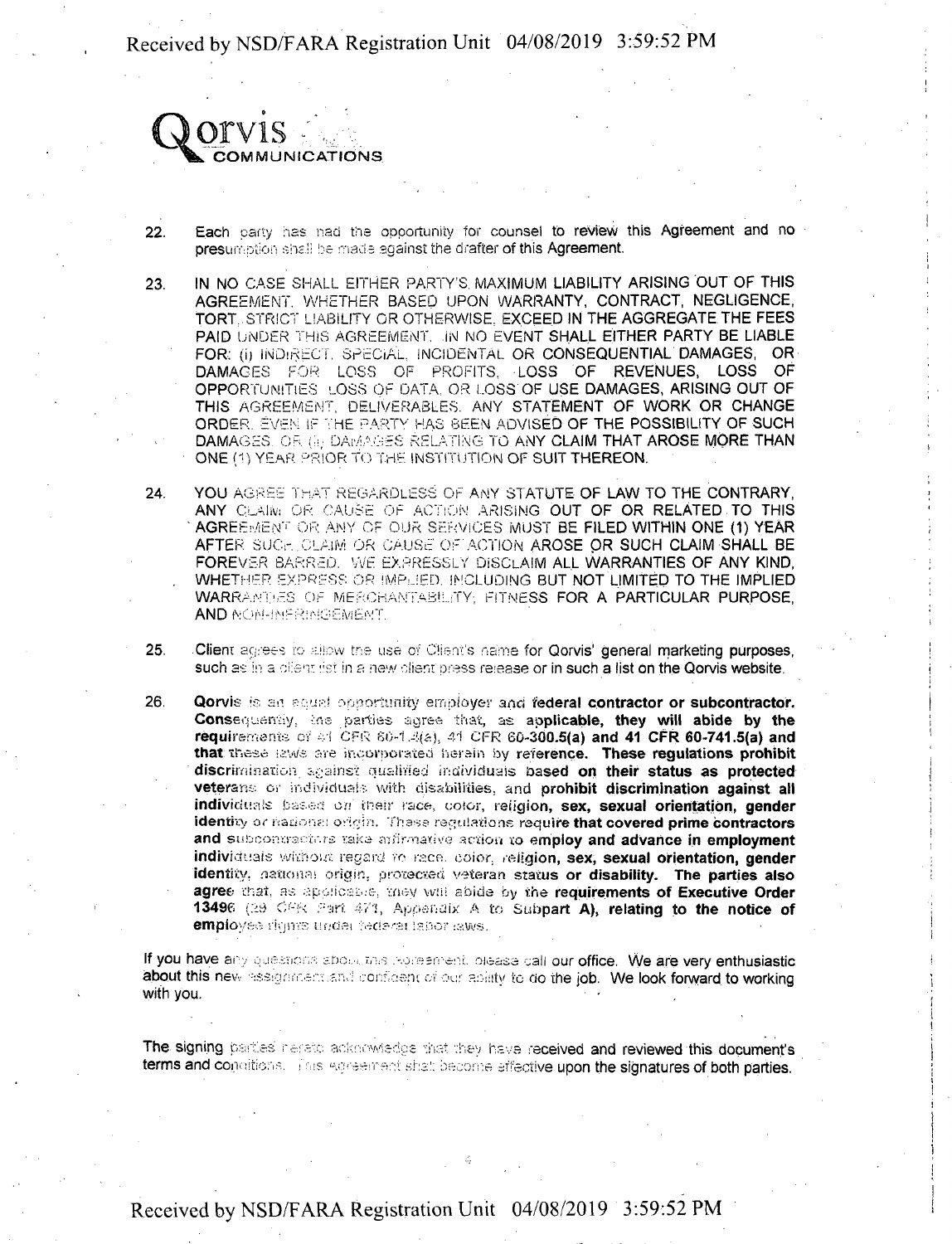Qorvis COMMUNICATIONS

22. Each party has had the opportunity for counsel to review this Agreement and no presumption shall be made against the drafter of this Agreement.

23. IN NO CASE SHALL EITHER PARTY'S MAXIMUM LIABILITY ARISING OUT OF THIS AGREEMENT, WHETHER BASED UPON WARRANTY, CONTRACT, NEGLIGENCE, TORT, STRICT LIABILITY OR OTHERWISE, EXCEED IN THE AGGREGATE THE FEES PAID UNDER THIS AGREEMENT. IN NO EVENT SHALL EITHER PARTY BE LIABLE FOR: (i) INDIRECT, SPECIAL, INCIDENTAL OR CONSEQUENTIAL DAMAGES, OR DAMAGES FOR LOSS OF PROFITS, LOSS OF REVENUES, LOSS OF OPPORTUNITIES, LOSS OF DATA, OR LOSS OF USE DAMAGES, ARISING OUT OF THIS AGREEMENT, DELIVERABLES, ANY STATEMENT OF WORK OR CHANGE ORDER, EVEN IF THE PARTY HAS BEEN ADVISED OF THE POSSIBILITY OF SUCH DAMAGES, OR (ii) DAMAGES RELATING TO ANY CLAIM THAT AROSE MORE THAN ONE (1) YEAR PRIOR TO THE INSTITUTION OF SUIT THEREON.

24. YOU AGREE THAT REGARDLESS OF ANY STATUTE OF LAW TO THE CONTRARY, ANY CLAIM OR CAUSE OF ACTION ARISING OUT OF OR RELATED TO THIS AGREEMENT OR ANY OF OUR SERVICES MUST BE FILED WITHIN ONE (1) YEAR AFTER SUCH CLAIM OR CAUSE OF ACTION AROSE OR SUCH CLAIM SHALL BE FOREVER BARRED. WE EXPRESSLY DISCLAIM ALL WARRANTIES OF ANY KIND, WHETHER EXPRESS OR IMPLIED, INCLUDING BUT NOT LIMITED TO THE IMPLIED WARRANTIES OF MERCHANTABILITY, FITNESS FOR A PARTICULAR PURPOSE, AND NON-INFRINGEMENT.

25. Client agrees to allow the use of Client's name for Qorvis' general marketing purposes, such as in a client list in a new client press release or in such a list on the Qorvis website.

26. **Qorvis is an equal opportunity employer and federal contractor or subcontractor. Consequently, the parties agree that, as applicable, they will abide by the requirements of 41 CFR 60-1.4(a), 41 CFR 60-300.5(a) and 41 CFR 60-741.5(a) and that these laws are incorporated herein by reference. These regulations prohibit discrimination against qualified individuals based on their status as protected veterans or individuals with disabilities, and prohibit discrimination against all individuals based on their race, color, religion, sex, sexual orientation, gender identity or national origin. These regulations require that covered prime contractors and subcontractors take affirmative action to employ and advance in employment individuals without regard to race, color, religion, sex, sexual orientation, gender identity, national origin, protected veteran status or disability. The parties also agree that, as applicable, they will abide by the requirements of Executive Order 13496 (29 CFR Part 471, Appendix A to Subpart A), relating to the notice of employee rights under federal labor laws.**

If you have any questions about this Agreement, please call our office. We are very enthusiastic about this new assignment and confident of our ability to do the job. We look forward to working with you.

The signing parties hereto acknowledge that they have received and reviewed this document's terms and conditions. This agreement shall become effective upon the signatures of both parties.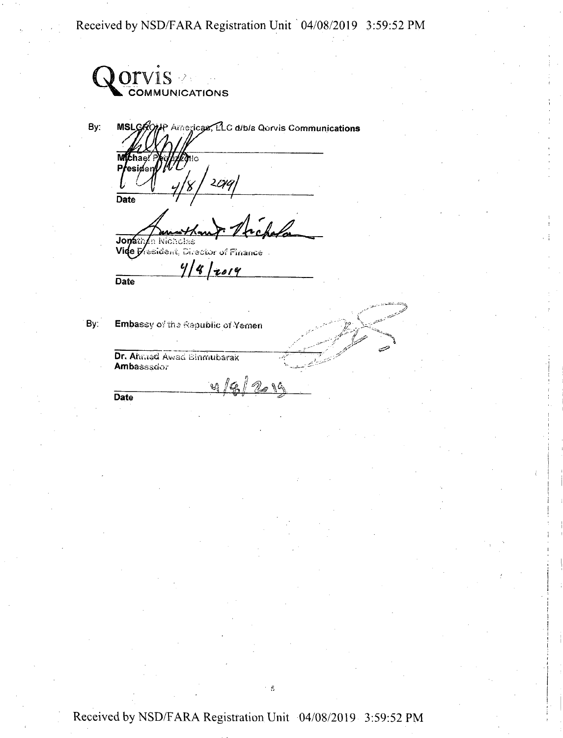Qorvis COMMUNICATIONS

By: MSLGROUP Americas, LLC d/b/a Qorvis Communications

Michael Petruzzello
President

4/8/2019

Date

Jonathan Nicholas
Vice President, Director of Finance

4/8/2019

Date

By: Embassy of the Republic of Yemen

Dr. Ahmed Awad Binmubarak
Ambassador

4/8/2019

Date